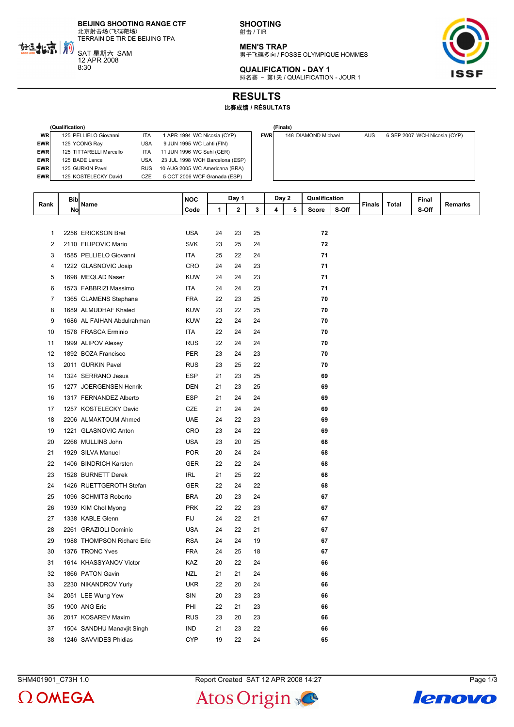**BEIJING SHOOTING RANGE CTF**
北京射击场(飞碟靶场)
TERRAIN DE TIR DE BEIJING TPA

SAT 星期六 SAM
12 APR 2008
8:30

**SHOOTING**
射击 / TIR

**MEN'S TRAP**
男子飞碟多向 / FOSSE OLYMPIQUE HOMMES

**QUALIFICATION - DAY 1**
排名赛 － 第1天 / QUALIFICATION - JOUR 1

# RESULTS

**比赛成绩 / RÉSULTATS**

(Qualification)

| | | | | |
|---|---|---|---|---|
| WR | 125 PELLIELO Giovanni | ITA | 1 APR 1994 WC Nicosia (CYP) |
| EWR | 125 YCONG Ray | USA | 9 JUN 1995 WC Lahti (FIN) |
| EWR | 125 TITTARELLI Marcello | ITA | 11 JUN 1996 WC Suhl (GER) |
| EWR | 125 BADE Lance | USA | 23 JUL 1998 WCH Barcelona (ESP) |
| EWR | 125 GURKIN Pavel | RUS | 10 AUG 2005 WC Americana (BRA) |
| EWR | 125 KOSTELECKY David | CZE | 5 OCT 2006 WCF Granada (ESP) |

(Finals)

| | | | |
|---|---|---|---|
| FWR | 148 DIAMOND Michael | AUS | 6 SEP 2007 WCH Nicosia (CYP) |

| Rank | Bib No | Name | NOC Code | Day 1: 1 | Day 1: 2 | Day 1: 3 | Day 2: 4 | Day 2: 5 | Qualification Score | Qualification S-Off | Finals | Total | Final S-Off | Remarks |
|---|---|---|---|---|---|---|---|---|---|---|---|---|---|---|
| 1 | 2256 | ERICKSON Bret | USA | 24 | 23 | 25 | | | **72** | | | | | |
| 2 | 2110 | FILIPOVIC Mario | SVK | 23 | 25 | 24 | | | **72** | | | | | |
| 3 | 1585 | PELLIELO Giovanni | ITA | 25 | 22 | 24 | | | **71** | | | | | |
| 4 | 1222 | GLASNOVIC Josip | CRO | 24 | 24 | 23 | | | **71** | | | | | |
| 5 | 1698 | MEQLAD Naser | KUW | 24 | 24 | 23 | | | **71** | | | | | |
| 6 | 1573 | FABBRIZI Massimo | ITA | 24 | 24 | 23 | | | **71** | | | | | |
| 7 | 1365 | CLAMENS Stephane | FRA | 22 | 23 | 25 | | | **70** | | | | | |
| 8 | 1689 | ALMUDHAF Khaled | KUW | 23 | 22 | 25 | | | **70** | | | | | |
| 9 | 1686 | AL FAIHAN Abdulrahman | KUW | 22 | 24 | 24 | | | **70** | | | | | |
| 10 | 1578 | FRASCA Erminio | ITA | 22 | 24 | 24 | | | **70** | | | | | |
| 11 | 1999 | ALIPOV Alexey | RUS | 22 | 24 | 24 | | | **70** | | | | | |
| 12 | 1892 | BOZA Francisco | PER | 23 | 24 | 23 | | | **70** | | | | | |
| 13 | 2011 | GURKIN Pavel | RUS | 23 | 25 | 22 | | | **70** | | | | | |
| 14 | 1324 | SERRANO Jesus | ESP | 21 | 23 | 25 | | | **69** | | | | | |
| 15 | 1277 | JOERGENSEN Henrik | DEN | 21 | 23 | 25 | | | **69** | | | | | |
| 16 | 1317 | FERNANDEZ Alberto | ESP | 21 | 24 | 24 | | | **69** | | | | | |
| 17 | 1257 | KOSTELECKY David | CZE | 21 | 24 | 24 | | | **69** | | | | | |
| 18 | 2206 | ALMAKTOUM Ahmed | UAE | 24 | 22 | 23 | | | **69** | | | | | |
| 19 | 1221 | GLASNOVIC Anton | CRO | 23 | 24 | 22 | | | **69** | | | | | |
| 20 | 2266 | MULLINS John | USA | 23 | 20 | 25 | | | **68** | | | | | |
| 21 | 1929 | SILVA Manuel | POR | 20 | 24 | 24 | | | **68** | | | | | |
| 22 | 1406 | BINDRICH Karsten | GER | 22 | 22 | 24 | | | **68** | | | | | |
| 23 | 1528 | BURNETT Derek | IRL | 21 | 25 | 22 | | | **68** | | | | | |
| 24 | 1426 | RUETTGEROTH Stefan | GER | 22 | 24 | 22 | | | **68** | | | | | |
| 25 | 1096 | SCHMITS Roberto | BRA | 20 | 23 | 24 | | | **67** | | | | | |
| 26 | 1939 | KIM Chol Myong | PRK | 22 | 22 | 23 | | | **67** | | | | | |
| 27 | 1338 | KABLE Glenn | FIJ | 24 | 22 | 21 | | | **67** | | | | | |
| 28 | 2261 | GRAZIOLI Dominic | USA | 24 | 22 | 21 | | | **67** | | | | | |
| 29 | 1988 | THOMPSON Richard Eric | RSA | 24 | 24 | 19 | | | **67** | | | | | |
| 30 | 1376 | TRONC Yves | FRA | 24 | 25 | 18 | | | **67** | | | | | |
| 31 | 1614 | KHASSYANOV Victor | KAZ | 20 | 22 | 24 | | | **66** | | | | | |
| 32 | 1866 | PATON Gavin | NZL | 21 | 21 | 24 | | | **66** | | | | | |
| 33 | 2230 | NIKANDROV Yuriy | UKR | 22 | 20 | 24 | | | **66** | | | | | |
| 34 | 2051 | LEE Wung Yew | SIN | 20 | 23 | 23 | | | **66** | | | | | |
| 35 | 1900 | ANG Eric | PHI | 22 | 21 | 23 | | | **66** | | | | | |
| 36 | 2017 | KOSAREV Maxim | RUS | 23 | 20 | 23 | | | **66** | | | | | |
| 37 | 1504 | SANDHU Manavjit Singh | IND | 21 | 23 | 22 | | | **66** | | | | | |
| 38 | 1246 | SAVVIDES Phidias | CYP | 19 | 22 | 24 | | | **65** | | | | | |

SHM401901_C73H 1.0 Report Created SAT 12 APR 2008 14:27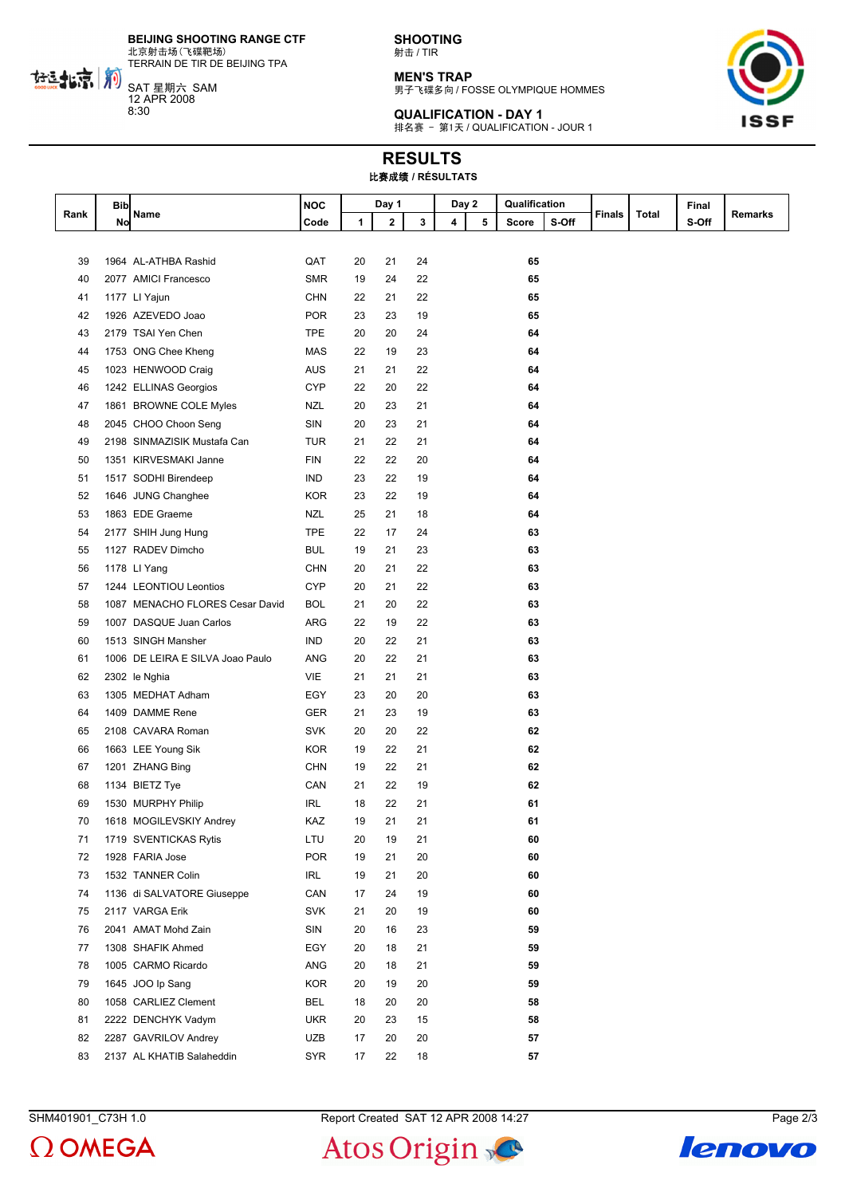BEIJING SHOOTING RANGE CTF
北京射击场(飞碟靶场)
TERRAIN DE TIR DE BEIJING TPA

SAT 星期六 SAM
12 APR 2008
8:30

**SHOOTING**
射击 / TIR

## MEN'S TRAP
男子飞碟多向 / FOSSE OLYMPIQUE HOMMES

## QUALIFICATION - DAY 1
排名赛 － 第1天 / QUALIFICATION - JOUR 1

# RESULTS
比赛成绩 / RÉSULTATS

| Rank | Bib No | Name | NOC Code | Day 1 | | | Day 2 | | Qualification | | Finals | Total | Final S-Off | Remarks |
|---|---|---|---|---|---|---|---|---|---|---|---|---|---|---|
| | | | | 1 | 2 | 3 | 4 | 5 | Score | S-Off | | | | |
| 39 | 1964 | AL-ATHBA Rashid | QAT | 20 | 21 | 24 | | | **65** | | | | | |
| 40 | 2077 | AMICI Francesco | SMR | 19 | 24 | 22 | | | **65** | | | | | |
| 41 | 1177 | LI Yajun | CHN | 22 | 21 | 22 | | | **65** | | | | | |
| 42 | 1926 | AZEVEDO Joao | POR | 23 | 23 | 19 | | | **65** | | | | | |
| 43 | 2179 | TSAI Yen Chen | TPE | 20 | 20 | 24 | | | **64** | | | | | |
| 44 | 1753 | ONG Chee Kheng | MAS | 22 | 19 | 23 | | | **64** | | | | | |
| 45 | 1023 | HENWOOD Craig | AUS | 21 | 21 | 22 | | | **64** | | | | | |
| 46 | 1242 | ELLINAS Georgios | CYP | 22 | 20 | 22 | | | **64** | | | | | |
| 47 | 1861 | BROWNE COLE Myles | NZL | 20 | 23 | 21 | | | **64** | | | | | |
| 48 | 2045 | CHOO Choon Seng | SIN | 20 | 23 | 21 | | | **64** | | | | | |
| 49 | 2198 | SINMAZISIK Mustafa Can | TUR | 21 | 22 | 21 | | | **64** | | | | | |
| 50 | 1351 | KIRVESMAKI Janne | FIN | 22 | 22 | 20 | | | **64** | | | | | |
| 51 | 1517 | SODHI Birendeep | IND | 23 | 22 | 19 | | | **64** | | | | | |
| 52 | 1646 | JUNG Changhee | KOR | 23 | 22 | 19 | | | **64** | | | | | |
| 53 | 1863 | EDE Graeme | NZL | 25 | 21 | 18 | | | **64** | | | | | |
| 54 | 2177 | SHIH Jung Hung | TPE | 22 | 17 | 24 | | | **63** | | | | | |
| 55 | 1127 | RADEV Dimcho | BUL | 19 | 21 | 23 | | | **63** | | | | | |
| 56 | 1178 | LI Yang | CHN | 20 | 21 | 22 | | | **63** | | | | | |
| 57 | 1244 | LEONTIOU Leontios | CYP | 20 | 21 | 22 | | | **63** | | | | | |
| 58 | 1087 | MENACHO FLORES Cesar David | BOL | 21 | 20 | 22 | | | **63** | | | | | |
| 59 | 1007 | DASQUE Juan Carlos | ARG | 22 | 19 | 22 | | | **63** | | | | | |
| 60 | 1513 | SINGH Mansher | IND | 20 | 22 | 21 | | | **63** | | | | | |
| 61 | 1006 | DE LEIRA E SILVA Joao Paulo | ANG | 20 | 22 | 21 | | | **63** | | | | | |
| 62 | 2302 | le Nghia | VIE | 21 | 21 | 21 | | | **63** | | | | | |
| 63 | 1305 | MEDHAT Adham | EGY | 23 | 20 | 20 | | | **63** | | | | | |
| 64 | 1409 | DAMME Rene | GER | 21 | 23 | 19 | | | **63** | | | | | |
| 65 | 2108 | CAVARA Roman | SVK | 20 | 20 | 22 | | | **62** | | | | | |
| 66 | 1663 | LEE Young Sik | KOR | 19 | 22 | 21 | | | **62** | | | | | |
| 67 | 1201 | ZHANG Bing | CHN | 19 | 22 | 21 | | | **62** | | | | | |
| 68 | 1134 | BIETZ Tye | CAN | 21 | 22 | 19 | | | **62** | | | | | |
| 69 | 1530 | MURPHY Philip | IRL | 18 | 22 | 21 | | | **61** | | | | | |
| 70 | 1618 | MOGILEVSKIY Andrey | KAZ | 19 | 21 | 21 | | | **61** | | | | | |
| 71 | 1719 | SVENTICKAS Rytis | LTU | 20 | 19 | 21 | | | **60** | | | | | |
| 72 | 1928 | FARIA Jose | POR | 19 | 21 | 20 | | | **60** | | | | | |
| 73 | 1532 | TANNER Colin | IRL | 19 | 21 | 20 | | | **60** | | | | | |
| 74 | 1136 | di SALVATORE Giuseppe | CAN | 17 | 24 | 19 | | | **60** | | | | | |
| 75 | 2117 | VARGA Erik | SVK | 21 | 20 | 19 | | | **60** | | | | | |
| 76 | 2041 | AMAT Mohd Zain | SIN | 20 | 16 | 23 | | | **59** | | | | | |
| 77 | 1308 | SHAFIK Ahmed | EGY | 20 | 18 | 21 | | | **59** | | | | | |
| 78 | 1005 | CARMO Ricardo | ANG | 20 | 18 | 21 | | | **59** | | | | | |
| 79 | 1645 | JOO Ip Sang | KOR | 20 | 19 | 20 | | | **59** | | | | | |
| 80 | 1058 | CARLIEZ Clement | BEL | 18 | 20 | 20 | | | **58** | | | | | |
| 81 | 2222 | DENCHYK Vadym | UKR | 20 | 23 | 15 | | | **58** | | | | | |
| 82 | 2287 | GAVRILOV Andrey | UZB | 17 | 20 | 20 | | | **57** | | | | | |
| 83 | 2137 | AL KHATIB Salaheddin | SYR | 17 | 22 | 18 | | | **57** | | | | | |

SHM401901_C73H 1.0 — Report Created SAT 12 APR 2008 14:27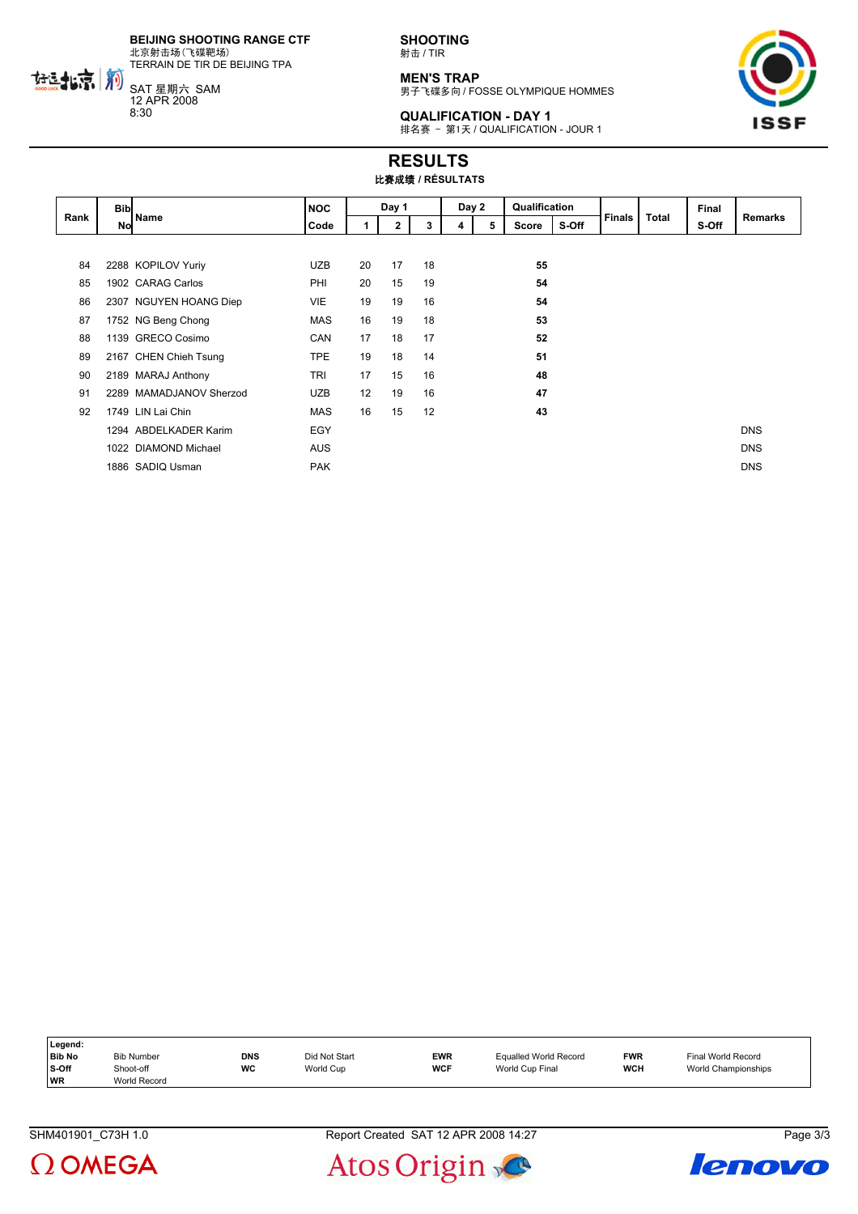**BEIJING SHOOTING RANGE CTF**
北京射击场(飞碟靶场)
TERRAIN DE TIR DE BEIJING TPA

SAT 星期六 SAM
12 APR 2008
8:30

**SHOOTING**
射击 / TIR

**MEN'S TRAP**
男子飞碟多向 / FOSSE OLYMPIQUE HOMMES

**QUALIFICATION - DAY 1**
排名赛 － 第1天 / QUALIFICATION - JOUR 1

# RESULTS

**比赛成绩 / RÉSULTATS**

| Rank | Bib No | Name | NOC Code | Day 1 | | | Day 2 | | Qualification | | Finals | Total | Final | Remarks |
|---|---|---|---|---|---|---|---|---|---|---|---|---|---|---|
| | | | | 1 | 2 | 3 | 4 | 5 | Score | S-Off | | | S-Off | |
| 84 | 2288 | KOPILOV Yuriy | UZB | 20 | 17 | 18 | | | **55** | | | | | |
| 85 | 1902 | CARAG Carlos | PHI | 20 | 15 | 19 | | | **54** | | | | | |
| 86 | 2307 | NGUYEN HOANG Diep | VIE | 19 | 19 | 16 | | | **54** | | | | | |
| 87 | 1752 | NG Beng Chong | MAS | 16 | 19 | 18 | | | **53** | | | | | |
| 88 | 1139 | GRECO Cosimo | CAN | 17 | 18 | 17 | | | **52** | | | | | |
| 89 | 2167 | CHEN Chieh Tsung | TPE | 19 | 18 | 14 | | | **51** | | | | | |
| 90 | 2189 | MARAJ Anthony | TRI | 17 | 15 | 16 | | | **48** | | | | | |
| 91 | 2289 | MAMADJANOV Sherzod | UZB | 12 | 19 | 16 | | | **47** | | | | | |
| 92 | 1749 | LIN Lai Chin | MAS | 16 | 15 | 12 | | | **43** | | | | | |
| | 1294 | ABDELKADER Karim | EGY | | | | | | | | | | | DNS |
| | 1022 | DIAMOND Michael | AUS | | | | | | | | | | | DNS |
| | 1886 | SADIQ Usman | PAK | | | | | | | | | | | DNS |

**Legend:**

| | | | | | | | |
|---|---|---|---|---|---|---|---|
| **Bib No** | Bib Number | **DNS** | Did Not Start | **EWR** | Equalled World Record | **FWR** | Final World Record |
| **S-Off** | Shoot-off | **WC** | World Cup | **WCF** | World Cup Final | **WCH** | World Championships |
| **WR** | World Record | | | | | | |

SHM401901_C73H 1.0 Report Created SAT 12 APR 2008 14:27